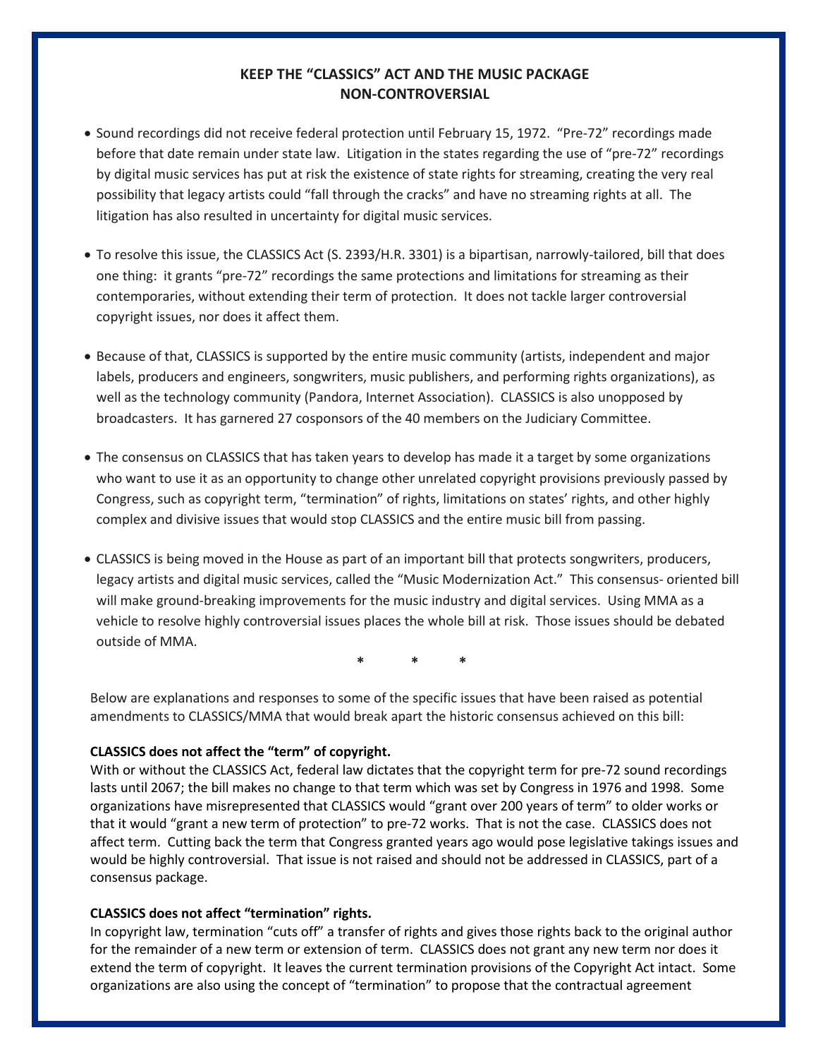# KEEP THE "CLASSICS" ACT AND THE MUSIC PACKAGE NON-CONTROVERSIAL

- Sound recordings did not receive federal protection until February 15, 1972. "Pre-72" recordings made before that date remain under state law. Litigation in the states regarding the use of "pre-72" recordings by digital music services has put at risk the existence of state rights for streaming, creating the very real possibility that legacy artists could "fall through the cracks" and have no streaming rights at all. The litigation has also resulted in uncertainty for digital music services.

- To resolve this issue, the CLASSICS Act (S. 2393/H.R. 3301) is a bipartisan, narrowly-tailored, bill that does one thing: it grants "pre-72" recordings the same protections and limitations for streaming as their contemporaries, without extending their term of protection. It does not tackle larger controversial copyright issues, nor does it affect them.

- Because of that, CLASSICS is supported by the entire music community (artists, independent and major labels, producers and engineers, songwriters, music publishers, and performing rights organizations), as well as the technology community (Pandora, Internet Association). CLASSICS is also unopposed by broadcasters. It has garnered 27 cosponsors of the 40 members on the Judiciary Committee.

- The consensus on CLASSICS that has taken years to develop has made it a target by some organizations who want to use it as an opportunity to change other unrelated copyright provisions previously passed by Congress, such as copyright term, "termination" of rights, limitations on states' rights, and other highly complex and divisive issues that would stop CLASSICS and the entire music bill from passing.

- CLASSICS is being moved in the House as part of an important bill that protects songwriters, producers, legacy artists and digital music services, called the "Music Modernization Act." This consensus- oriented bill will make ground-breaking improvements for the music industry and digital services. Using MMA as a vehicle to resolve highly controversial issues places the whole bill at risk. Those issues should be debated outside of MMA.

\* \* \*

Below are explanations and responses to some of the specific issues that have been raised as potential amendments to CLASSICS/MMA that would break apart the historic consensus achieved on this bill:

**CLASSICS does not affect the "term" of copyright.**
With or without the CLASSICS Act, federal law dictates that the copyright term for pre-72 sound recordings lasts until 2067; the bill makes no change to that term which was set by Congress in 1976 and 1998. Some organizations have misrepresented that CLASSICS would "grant over 200 years of term" to older works or that it would "grant a new term of protection" to pre-72 works. That is not the case. CLASSICS does not affect term. Cutting back the term that Congress granted years ago would pose legislative takings issues and would be highly controversial. That issue is not raised and should not be addressed in CLASSICS, part of a consensus package.

**CLASSICS does not affect "termination" rights.**
In copyright law, termination "cuts off" a transfer of rights and gives those rights back to the original author for the remainder of a new term or extension of term. CLASSICS does not grant any new term nor does it extend the term of copyright. It leaves the current termination provisions of the Copyright Act intact. Some organizations are also using the concept of "termination" to propose that the contractual agreement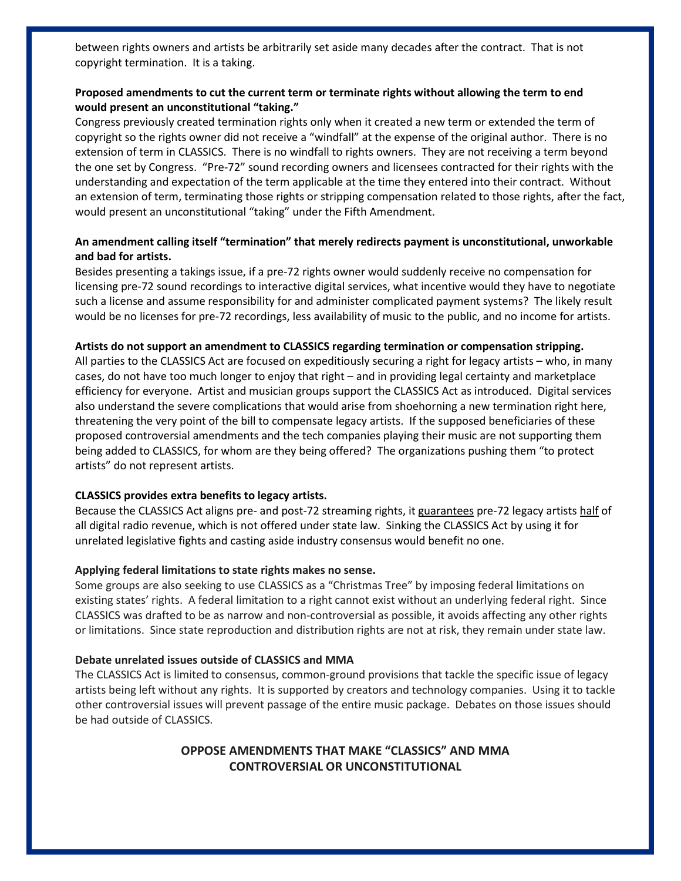between rights owners and artists be arbitrarily set aside many decades after the contract. That is not copyright termination. It is a taking.

**Proposed amendments to cut the current term or terminate rights without allowing the term to end would present an unconstitutional "taking."**

Congress previously created termination rights only when it created a new term or extended the term of copyright so the rights owner did not receive a "windfall" at the expense of the original author. There is no extension of term in CLASSICS. There is no windfall to rights owners. They are not receiving a term beyond the one set by Congress. "Pre-72" sound recording owners and licensees contracted for their rights with the understanding and expectation of the term applicable at the time they entered into their contract. Without an extension of term, terminating those rights or stripping compensation related to those rights, after the fact, would present an unconstitutional "taking" under the Fifth Amendment.

**An amendment calling itself "termination" that merely redirects payment is unconstitutional, unworkable and bad for artists.**

Besides presenting a takings issue, if a pre-72 rights owner would suddenly receive no compensation for licensing pre-72 sound recordings to interactive digital services, what incentive would they have to negotiate such a license and assume responsibility for and administer complicated payment systems? The likely result would be no licenses for pre-72 recordings, less availability of music to the public, and no income for artists.

**Artists do not support an amendment to CLASSICS regarding termination or compensation stripping.**

All parties to the CLASSICS Act are focused on expeditiously securing a right for legacy artists – who, in many cases, do not have too much longer to enjoy that right – and in providing legal certainty and marketplace efficiency for everyone. Artist and musician groups support the CLASSICS Act as introduced. Digital services also understand the severe complications that would arise from shoehorning a new termination right here, threatening the very point of the bill to compensate legacy artists. If the supposed beneficiaries of these proposed controversial amendments and the tech companies playing their music are not supporting them being added to CLASSICS, for whom are they being offered? The organizations pushing them "to protect artists" do not represent artists.

**CLASSICS provides extra benefits to legacy artists.**

Because the CLASSICS Act aligns pre- and post-72 streaming rights, it guarantees pre-72 legacy artists half of all digital radio revenue, which is not offered under state law. Sinking the CLASSICS Act by using it for unrelated legislative fights and casting aside industry consensus would benefit no one.

**Applying federal limitations to state rights makes no sense.**

Some groups are also seeking to use CLASSICS as a "Christmas Tree" by imposing federal limitations on existing states' rights. A federal limitation to a right cannot exist without an underlying federal right. Since CLASSICS was drafted to be as narrow and non-controversial as possible, it avoids affecting any other rights or limitations. Since state reproduction and distribution rights are not at risk, they remain under state law.

**Debate unrelated issues outside of CLASSICS and MMA**

The CLASSICS Act is limited to consensus, common-ground provisions that tackle the specific issue of legacy artists being left without any rights. It is supported by creators and technology companies. Using it to tackle other controversial issues will prevent passage of the entire music package. Debates on those issues should be had outside of CLASSICS.

**OPPOSE AMENDMENTS THAT MAKE "CLASSICS" AND MMA CONTROVERSIAL OR UNCONSTITUTIONAL**